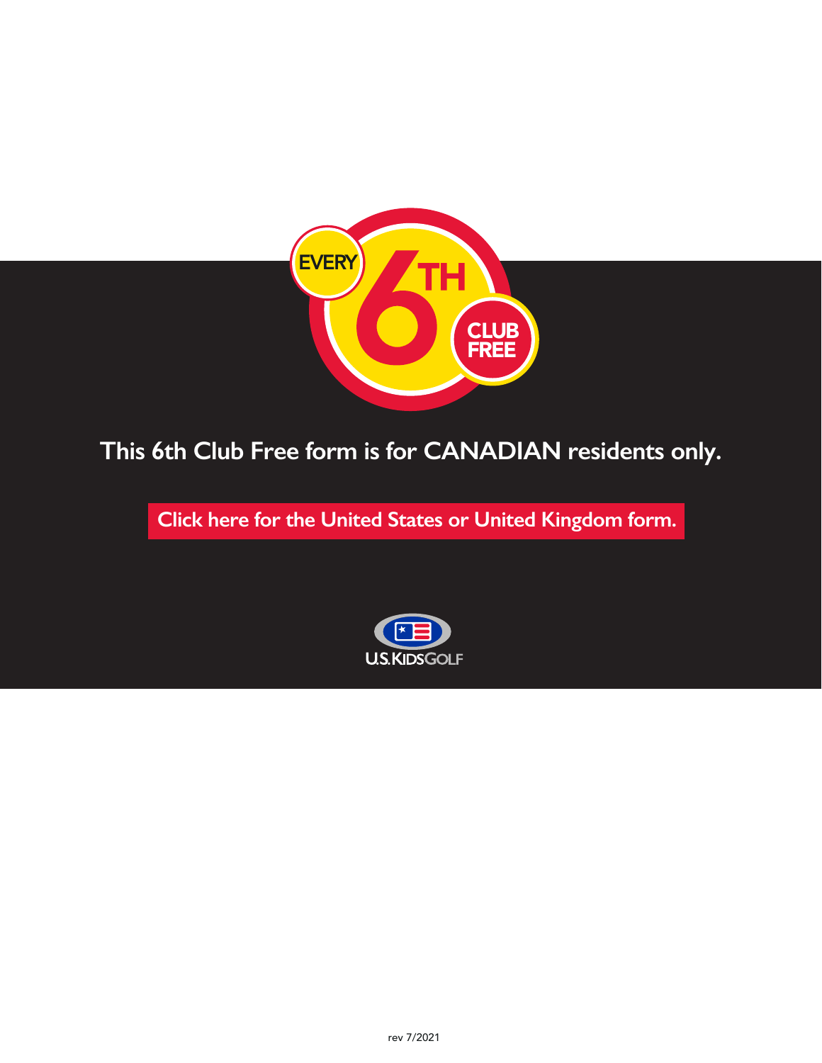EVERY 6TH CLUB FREE

## This 6th Club Free form is for CANADIAN residents only.

**Click here for the United States or United Kingdom form.**

U.S. KIDS GOLF

rev 7/2021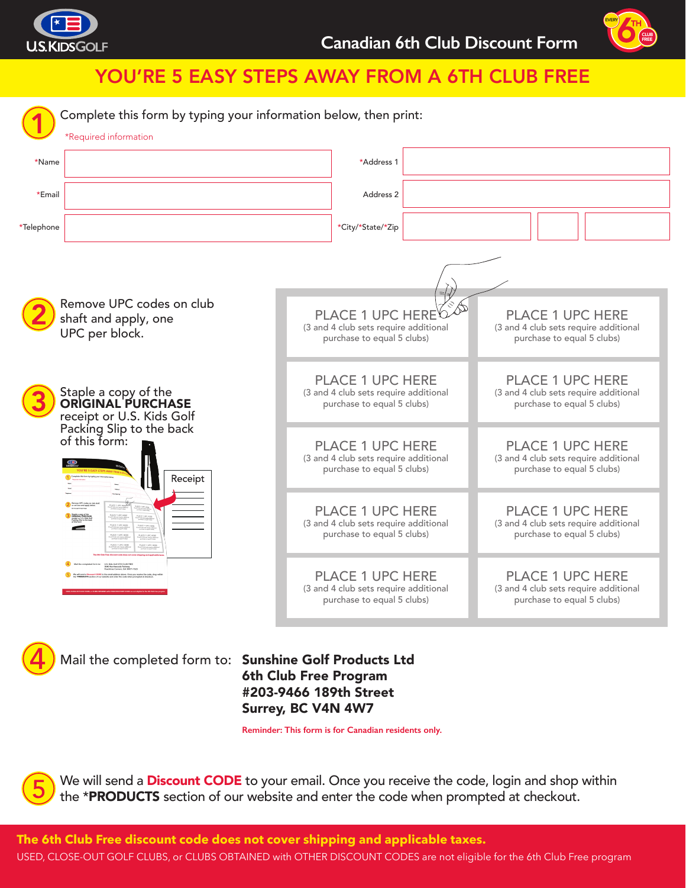U.S.KIDSGOLF

# Canadian 6th Club Discount Form

## YOU'RE 5 EASY STEPS AWAY FROM A 6TH CLUB FREE

**1** Complete this form by typing your information below, then print:

*Required information

| | | | |
|---|---|---|---|
| *Name | | *Address 1 | |
| *Email | | Address 2 | |
| *Telephone | | *City/*State/*Zip | |

**2** Remove UPC codes on club shaft and apply, one UPC per block.

| | |
|---|---|
| PLACE 1 UPC HERE (3 and 4 club sets require additional purchase to equal 5 clubs) | PLACE 1 UPC HERE (3 and 4 club sets require additional purchase to equal 5 clubs) |
| PLACE 1 UPC HERE (3 and 4 club sets require additional purchase to equal 5 clubs) | PLACE 1 UPC HERE (3 and 4 club sets require additional purchase to equal 5 clubs) |
| PLACE 1 UPC HERE (3 and 4 club sets require additional purchase to equal 5 clubs) | PLACE 1 UPC HERE (3 and 4 club sets require additional purchase to equal 5 clubs) |
| PLACE 1 UPC HERE (3 and 4 club sets require additional purchase to equal 5 clubs) | PLACE 1 UPC HERE (3 and 4 club sets require additional purchase to equal 5 clubs) |
| PLACE 1 UPC HERE (3 and 4 club sets require additional purchase to equal 5 clubs) | PLACE 1 UPC HERE (3 and 4 club sets require additional purchase to equal 5 clubs) |

**3** Staple a copy of the **ORIGINAL PURCHASE** receipt or U.S. Kids Golf Packing Slip to the back of this form:

Receipt

**4** Mail the completed form to:

**Sunshine Golf Products Ltd**
**6th Club Free Program**
**#203-9466 189th Street**
**Surrey, BC V4N 4W7**

Reminder: This form is for Canadian residents only.

**5** We will send a **Discount CODE** to your email. Once you receive the code, login and shop within the ***PRODUCTS** section of our website and enter the code when prompted at checkout.

**The 6th Club Free discount code does not cover shipping and applicable taxes.**

USED, CLOSE-OUT GOLF CLUBS, or CLUBS OBTAINED with OTHER DISCOUNT CODES are not eligible for the 6th Club Free program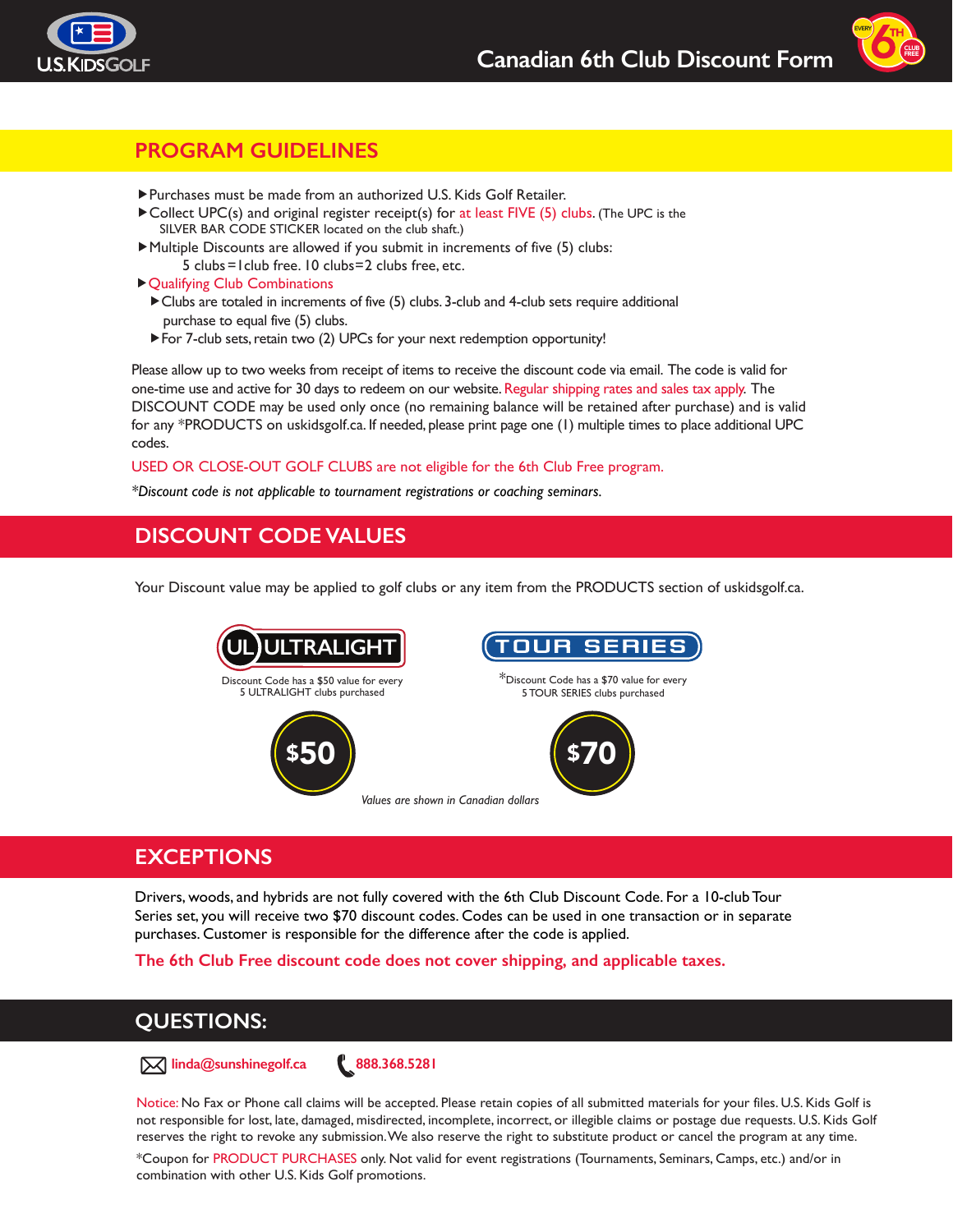# Canadian 6th Club Discount Form

## PROGRAM GUIDELINES

- Purchases must be made from an authorized U.S. Kids Golf Retailer.
- Collect UPC(s) and original register receipt(s) for at least FIVE (5) clubs. (The UPC is the SILVER BAR CODE STICKER located on the club shaft.)
- Multiple Discounts are allowed if you submit in increments of five (5) clubs:
  5 clubs = 1 club free. 10 clubs=2 clubs free, etc.
- Qualifying Club Combinations
  - Clubs are totaled in increments of five (5) clubs. 3-club and 4-club sets require additional purchase to equal five (5) clubs.
  - For 7-club sets, retain two (2) UPCs for your next redemption opportunity!

Please allow up to two weeks from receipt of items to receive the discount code via email. The code is valid for one-time use and active for 30 days to redeem on our website. Regular shipping rates and sales tax apply. The DISCOUNT CODE may be used only once (no remaining balance will be retained after purchase) and is valid for any *PRODUCTS on uskidsgolf.ca. If needed, please print page one (1) multiple times to place additional UPC codes.

USED OR CLOSE-OUT GOLF CLUBS are not eligible for the 6th Club Free program.

*\*Discount code is not applicable to tournament registrations or coaching seminars.*

## DISCOUNT CODE VALUES

Your Discount value may be applied to golf clubs or any item from the PRODUCTS section of uskidsgolf.ca.

**UL ULTRALIGHT**

Discount Code has a $50 value for every 5 ULTRALIGHT clubs purchased

**$50**

**TOUR SERIES**

*Discount Code has a $70 value for every 5 TOUR SERIES clubs purchased

**$70**

*Values are shown in Canadian dollars*

## EXCEPTIONS

Drivers, woods, and hybrids are not fully covered with the 6th Club Discount Code. For a 10-club Tour Series set, you will receive two $70 discount codes. Codes can be used in one transaction or in separate purchases. Customer is responsible for the difference after the code is applied.

**The 6th Club Free discount code does not cover shipping, and applicable taxes.**

## QUESTIONS:

**linda@sunshinegolf.ca** **888.368.5281**

Notice: No Fax or Phone call claims will be accepted. Please retain copies of all submitted materials for your files. U.S. Kids Golf is not responsible for lost, late, damaged, misdirected, incomplete, incorrect, or illegible claims or postage due requests. U.S. Kids Golf reserves the right to revoke any submission. We also reserve the right to substitute product or cancel the program at any time.

*Coupon for PRODUCT PURCHASES only. Not valid for event registrations (Tournaments, Seminars, Camps, etc.) and/or in combination with other U.S. Kids Golf promotions.